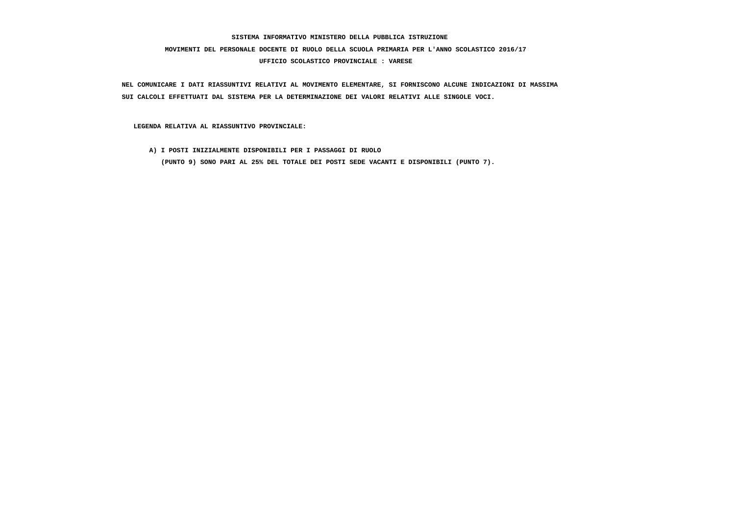**SISTEMA INFORMATIVO MINISTERO DELLA PUBBLICA ISTRUZIONE**

**MOVIMENTI DEL PERSONALE DOCENTE DI RUOLO DELLA SCUOLA PRIMARIA PER L'ANNO SCOLASTICO 2016/17**

**UFFICIO SCOLASTICO PROVINCIALE : VARESE**

**NEL COMUNICARE I DATI RIASSUNTIVI RELATIVI AL MOVIMENTO ELEMENTARE, SI FORNISCONO ALCUNE INDICAZIONI DI MASSIMA SUI CALCOLI EFFETTUATI DAL SISTEMA PER LA DETERMINAZIONE DEI VALORI RELATIVI ALLE SINGOLE VOCI.**

**LEGENDA RELATIVA AL RIASSUNTIVO PROVINCIALE:**

**A) I POSTI INIZIALMENTE DISPONIBILI PER I PASSAGGI DI RUOLO (PUNTO 9) SONO PARI AL 25% DEL TOTALE DEI POSTI SEDE VACANTI E DISPONIBILI (PUNTO 7).**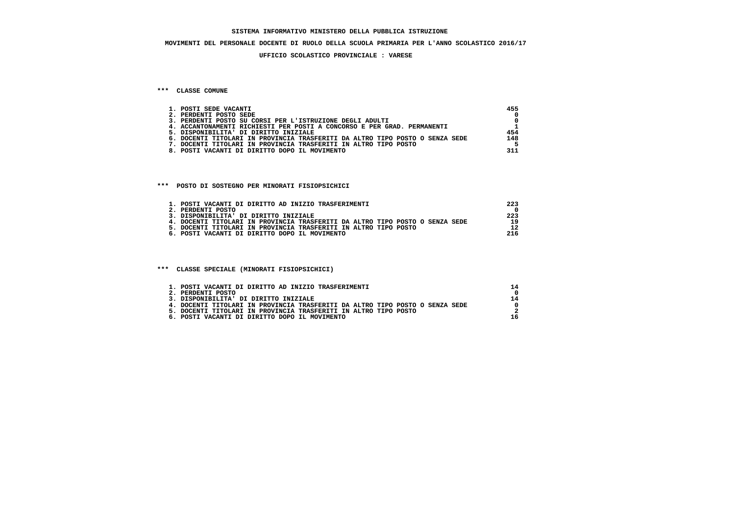**SISTEMA INFORMATIVO MINISTERO DELLA PUBBLICA ISTRUZIONE**

**MOVIMENTI DEL PERSONALE DOCENTE DI RUOLO DELLA SCUOLA PRIMARIA PER L'ANNO SCOLASTICO 2016/17**

**UFFICIO SCOLASTICO PROVINCIALE : VARESE**

## *** CLASSE COMUNE

| | |
|---|---:|
| 1. POSTI SEDE VACANTI | 455 |
| 2. PERDENTI POSTO SEDE | 0 |
| 3. PERDENTI POSTO SU CORSI PER L'ISTRUZIONE DEGLI ADULTI | 0 |
| 4. ACCANTONAMENTI RICHIESTI PER POSTI A CONCORSO E PER GRAD. PERMANENTI | 1 |
| 5. DISPONIBILITA' DI DIRITTO INIZIALE | 454 |
| 6. DOCENTI TITOLARI IN PROVINCIA TRASFERITI DA ALTRO TIPO POSTO O SENZA SEDE | 148 |
| 7. DOCENTI TITOLARI IN PROVINCIA TRASFERITI IN ALTRO TIPO POSTO | 5 |
| 8. POSTI VACANTI DI DIRITTO DOPO IL MOVIMENTO | 311 |

## *** POSTO DI SOSTEGNO PER MINORATI FISIOPSICHICI

| | |
|---|---:|
| 1. POSTI VACANTI DI DIRITTO AD INIZIO TRASFERIMENTI | 223 |
| 2. PERDENTI POSTO | 0 |
| 3. DISPONIBILITA' DI DIRITTO INIZIALE | 223 |
| 4. DOCENTI TITOLARI IN PROVINCIA TRASFERITI DA ALTRO TIPO POSTO O SENZA SEDE | 19 |
| 5. DOCENTI TITOLARI IN PROVINCIA TRASFERITI IN ALTRO TIPO POSTO | 12 |
| 6. POSTI VACANTI DI DIRITTO DOPO IL MOVIMENTO | 216 |

## *** CLASSE SPECIALE (MINORATI FISIOPSICHICI)

| | |
|---|---:|
| 1. POSTI VACANTI DI DIRITTO AD INIZIO TRASFERIMENTI | 14 |
| 2. PERDENTI POSTO | 0 |
| 3. DISPONIBILITA' DI DIRITTO INIZIALE | 14 |
| 4. DOCENTI TITOLARI IN PROVINCIA TRASFERITI DA ALTRO TIPO POSTO O SENZA SEDE | 0 |
| 5. DOCENTI TITOLARI IN PROVINCIA TRASFERITI IN ALTRO TIPO POSTO | 2 |
| 6. POSTI VACANTI DI DIRITTO DOPO IL MOVIMENTO | 16 |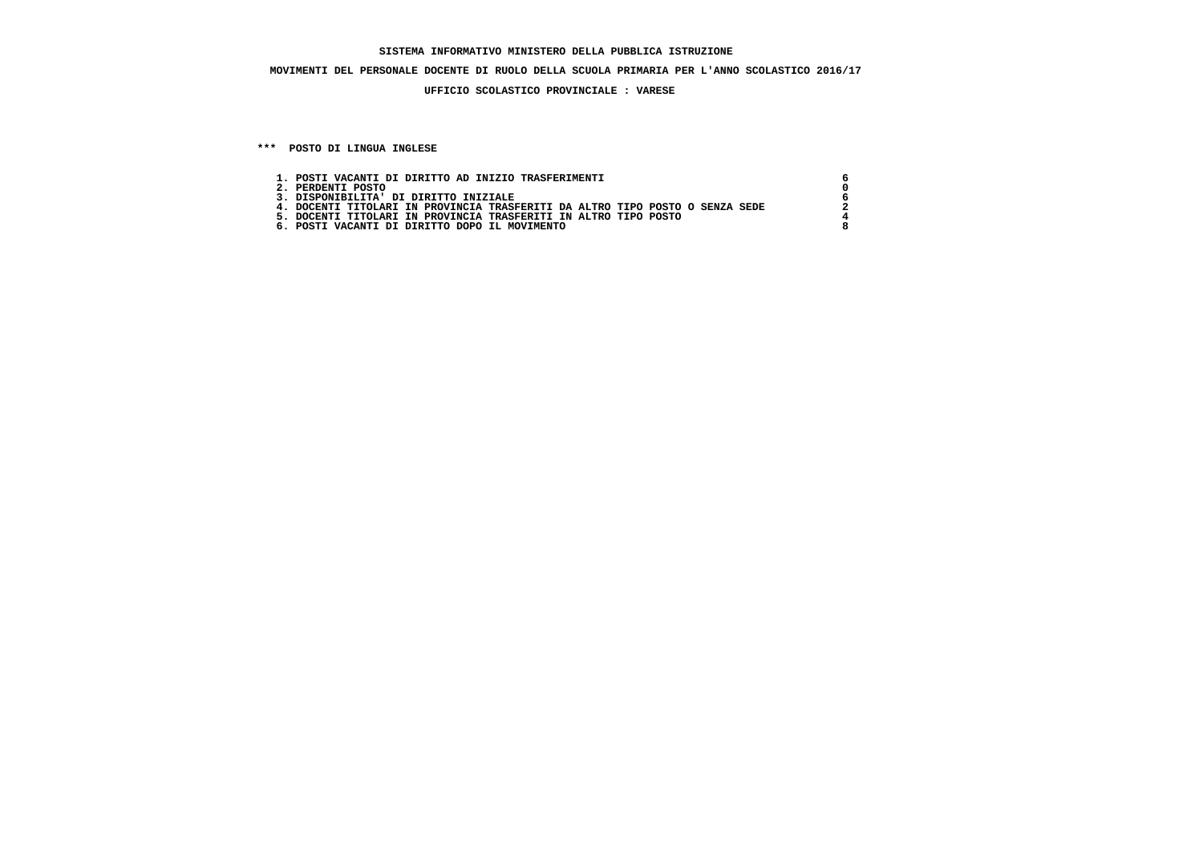**SISTEMA INFORMATIVO MINISTERO DELLA PUBBLICA ISTRUZIONE**

**MOVIMENTI DEL PERSONALE DOCENTE DI RUOLO DELLA SCUOLA PRIMARIA PER L'ANNO SCOLASTICO 2016/17**

**UFFICIO SCOLASTICO PROVINCIALE : VARESE**

**\*\*\* POSTO DI LINGUA INGLESE**

| | |
|---|---|
| 1. POSTI VACANTI DI DIRITTO AD INIZIO TRASFERIMENTI | 6 |
| 2. PERDENTI POSTO | 0 |
| 3. DISPONIBILITA' DI DIRITTO INIZIALE | 6 |
| 4. DOCENTI TITOLARI IN PROVINCIA TRASFERITI DA ALTRO TIPO POSTO O SENZA SEDE | 2 |
| 5. DOCENTI TITOLARI IN PROVINCIA TRASFERITI IN ALTRO TIPO POSTO | 4 |
| 6. POSTI VACANTI DI DIRITTO DOPO IL MOVIMENTO | 8 |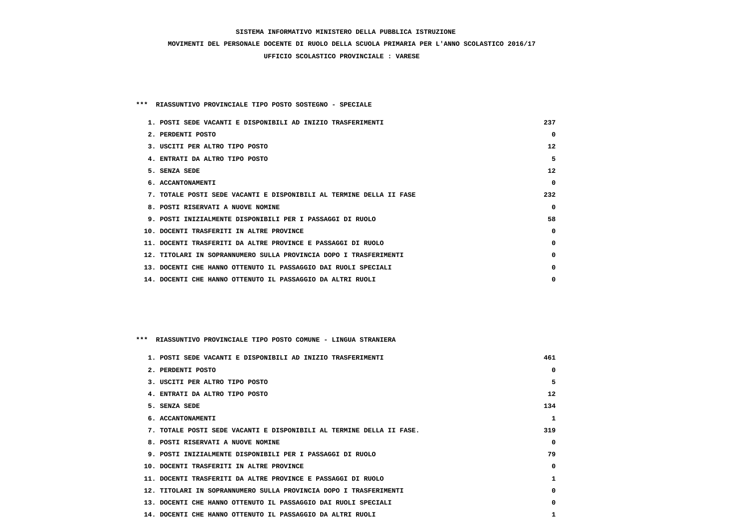SISTEMA INFORMATIVO MINISTERO DELLA PUBBLICA ISTRUZIONE

MOVIMENTI DEL PERSONALE DOCENTE DI RUOLO DELLA SCUOLA PRIMARIA PER L'ANNO SCOLASTICO 2016/17

UFFICIO SCOLASTICO PROVINCIALE : VARESE

### *** RIASSUNTIVO PROVINCIALE TIPO POSTO SOSTEGNO - SPECIALE

| | |
|---|---|
| 1. POSTI SEDE VACANTI E DISPONIBILI AD INIZIO TRASFERIMENTI | 237 |
| 2. PERDENTI POSTO | 0 |
| 3. USCITI PER ALTRO TIPO POSTO | 12 |
| 4. ENTRATI DA ALTRO TIPO POSTO | 5 |
| 5. SENZA SEDE | 12 |
| 6. ACCANTONAMENTI | 0 |
| 7. TOTALE POSTI SEDE VACANTI E DISPONIBILI AL TERMINE DELLA II FASE | 232 |
| 8. POSTI RISERVATI A NUOVE NOMINE | 0 |
| 9. POSTI INIZIALMENTE DISPONIBILI PER I PASSAGGI DI RUOLO | 58 |
| 10. DOCENTI TRASFERITI IN ALTRE PROVINCE | 0 |
| 11. DOCENTI TRASFERITI DA ALTRE PROVINCE E PASSAGGI DI RUOLO | 0 |
| 12. TITOLARI IN SOPRANNUMERO SULLA PROVINCIA DOPO I TRASFERIMENTI | 0 |
| 13. DOCENTI CHE HANNO OTTENUTO IL PASSAGGIO DAI RUOLI SPECIALI | 0 |
| 14. DOCENTI CHE HANNO OTTENUTO IL PASSAGGIO DA ALTRI RUOLI | 0 |

### *** RIASSUNTIVO PROVINCIALE TIPO POSTO COMUNE - LINGUA STRANIERA

| | |
|---|---|
| 1. POSTI SEDE VACANTI E DISPONIBILI AD INIZIO TRASFERIMENTI | 461 |
| 2. PERDENTI POSTO | 0 |
| 3. USCITI PER ALTRO TIPO POSTO | 5 |
| 4. ENTRATI DA ALTRO TIPO POSTO | 12 |
| 5. SENZA SEDE | 134 |
| 6. ACCANTONAMENTI | 1 |
| 7. TOTALE POSTI SEDE VACANTI E DISPONIBILI AL TERMINE DELLA II FASE. | 319 |
| 8. POSTI RISERVATI A NUOVE NOMINE | 0 |
| 9. POSTI INIZIALMENTE DISPONIBILI PER I PASSAGGI DI RUOLO | 79 |
| 10. DOCENTI TRASFERITI IN ALTRE PROVINCE | 0 |
| 11. DOCENTI TRASFERITI DA ALTRE PROVINCE E PASSAGGI DI RUOLO | 1 |
| 12. TITOLARI IN SOPRANNUMERO SULLA PROVINCIA DOPO I TRASFERIMENTI | 0 |
| 13. DOCENTI CHE HANNO OTTENUTO IL PASSAGGIO DAI RUOLI SPECIALI | 0 |
| 14. DOCENTI CHE HANNO OTTENUTO IL PASSAGGIO DA ALTRI RUOLI | 1 |